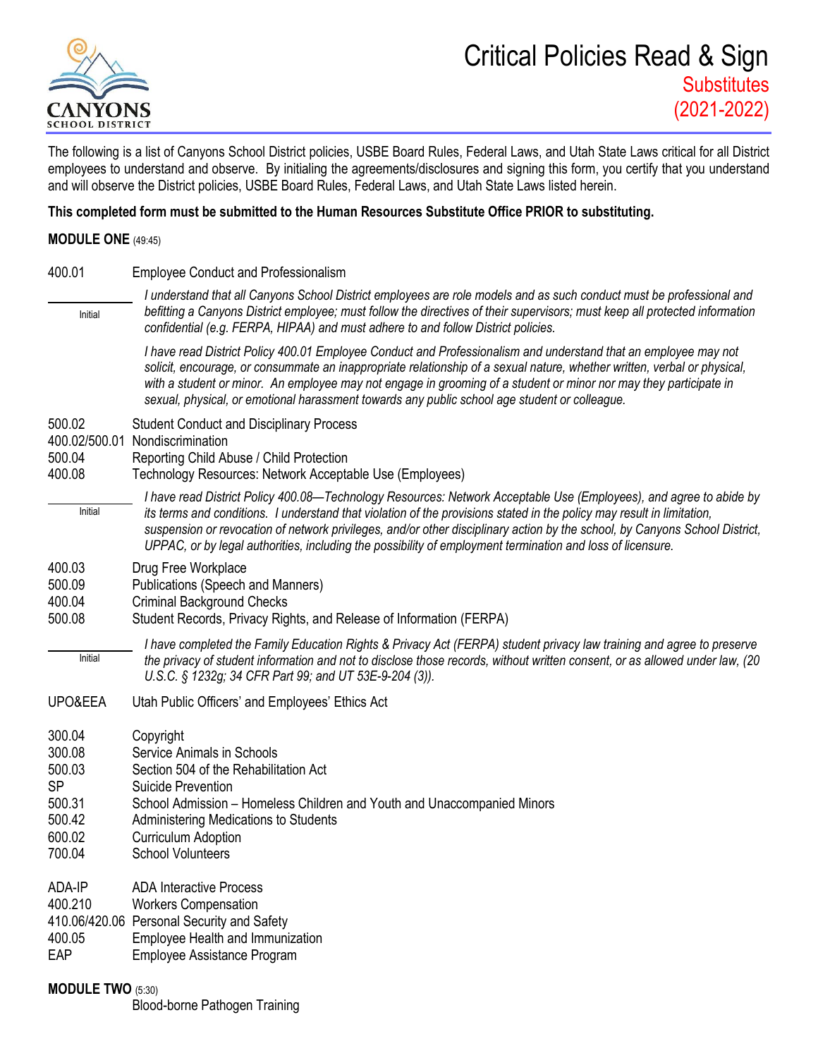CANYONS SCHOOL DISTRICT

# Critical Policies Read & Sign

## Substitutes (2021-2022)

The following is a list of Canyons School District policies, USBE Board Rules, Federal Laws, and Utah State Laws critical for all District employees to understand and observe. By initialing the agreements/disclosures and signing this form, you certify that you understand and will observe the District policies, USBE Board Rules, Federal Laws, and Utah State Laws listed herein.

**This completed form must be submitted to the Human Resources Substitute Office PRIOR to substituting.**

**MODULE ONE** (49:45)

400.01 Employee Conduct and Professionalism

\_\_\_\_\_\_\_\_\_\_ Initial

*I understand that all Canyons School District employees are role models and as such conduct must be professional and befitting a Canyons District employee; must follow the directives of their supervisors; must keep all protected information confidential (e.g. FERPA, HIPAA) and must adhere to and follow District policies.*

*I have read District Policy 400.01 Employee Conduct and Professionalism and understand that an employee may not solicit, encourage, or consummate an inappropriate relationship of a sexual nature, whether written, verbal or physical, with a student or minor. An employee may not engage in grooming of a student or minor nor may they participate in sexual, physical, or emotional harassment towards any public school age student or colleague.*

500.02 Student Conduct and Disciplinary Process
400.02/500.01 Nondiscrimination
500.04 Reporting Child Abuse / Child Protection
400.08 Technology Resources: Network Acceptable Use (Employees)

\_\_\_\_\_\_\_\_\_\_ Initial

*I have read District Policy 400.08—Technology Resources: Network Acceptable Use (Employees), and agree to abide by its terms and conditions. I understand that violation of the provisions stated in the policy may result in limitation, suspension or revocation of network privileges, and/or other disciplinary action by the school, by Canyons School District, UPPAC, or by legal authorities, including the possibility of employment termination and loss of licensure.*

400.03 Drug Free Workplace
500.09 Publications (Speech and Manners)
400.04 Criminal Background Checks
500.08 Student Records, Privacy Rights, and Release of Information (FERPA)

\_\_\_\_\_\_\_\_\_\_ Initial

*I have completed the Family Education Rights & Privacy Act (FERPA) student privacy law training and agree to preserve the privacy of student information and not to disclose those records, without written consent, or as allowed under law, (20 U.S.C. § 1232g; 34 CFR Part 99; and UT 53E-9-204 (3)).*

UPO&EEA Utah Public Officers' and Employees' Ethics Act

300.04 Copyright
300.08 Service Animals in Schools
500.03 Section 504 of the Rehabilitation Act
SP Suicide Prevention
500.31 School Admission – Homeless Children and Youth and Unaccompanied Minors
500.42 Administering Medications to Students
600.02 Curriculum Adoption
700.04 School Volunteers

ADA-IP ADA Interactive Process
400.210 Workers Compensation
410.06/420.06 Personal Security and Safety
400.05 Employee Health and Immunization
EAP Employee Assistance Program

**MODULE TWO** (5:30)

Blood-borne Pathogen Training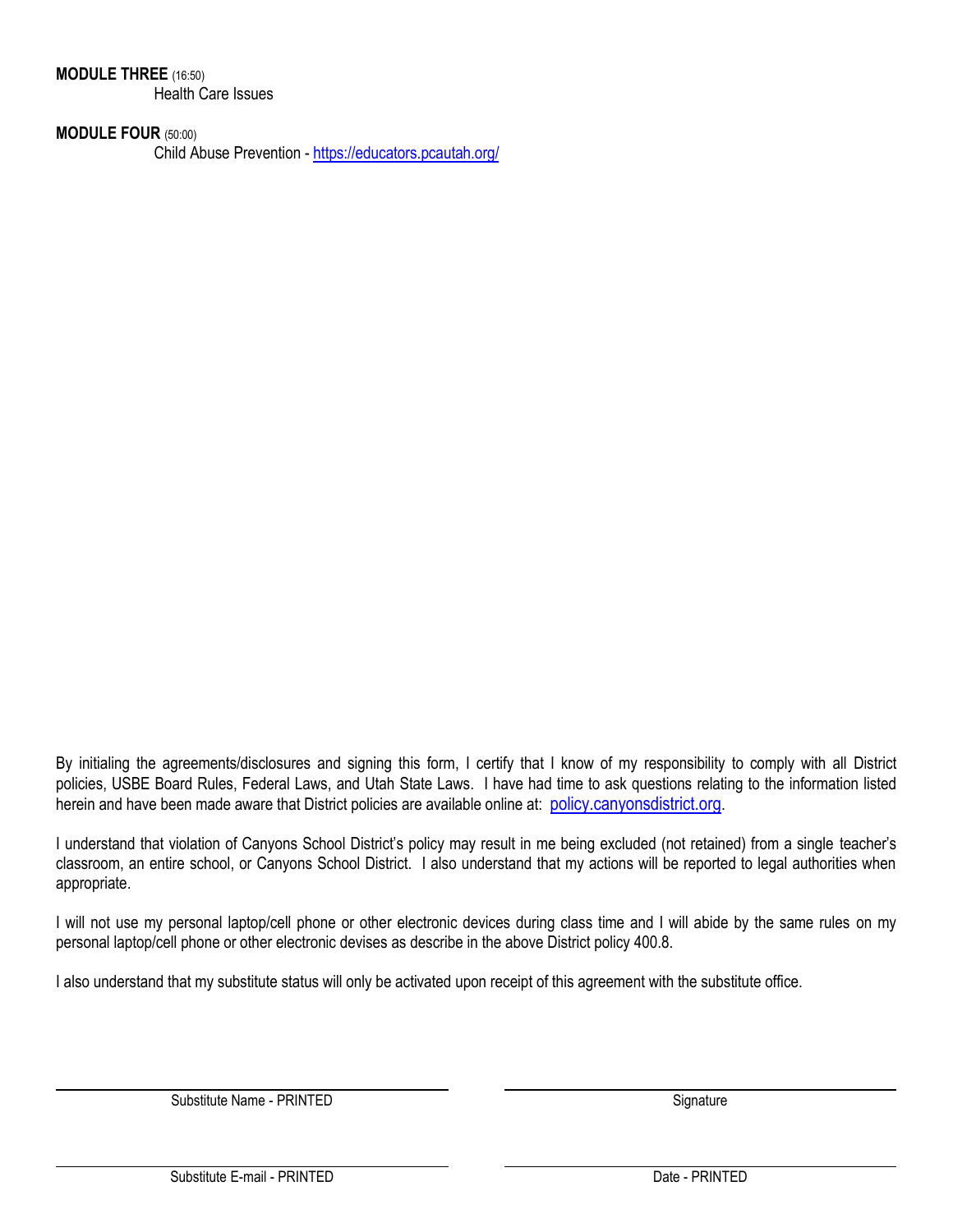**MODULE THREE** (16:50)

Health Care Issues

**MODULE FOUR** (50:00)

Child Abuse Prevention - https://educators.pcautah.org/

By initialing the agreements/disclosures and signing this form, I certify that I know of my responsibility to comply with all District policies, USBE Board Rules, Federal Laws, and Utah State Laws. I have had time to ask questions relating to the information listed herein and have been made aware that District policies are available online at: policy.canyonsdistrict.org.

I understand that violation of Canyons School District's policy may result in me being excluded (not retained) from a single teacher's classroom, an entire school, or Canyons School District. I also understand that my actions will be reported to legal authorities when appropriate.

I will not use my personal laptop/cell phone or other electronic devices during class time and I will abide by the same rules on my personal laptop/cell phone or other electronic devises as describe in the above District policy 400.8.

I also understand that my substitute status will only be activated upon receipt of this agreement with the substitute office.

| | |
|---|---|
| ______________________________ | ______________________________ |
| Substitute Name - PRINTED | Signature |
| ______________________________ | ______________________________ |
| Substitute E-mail - PRINTED | Date - PRINTED |